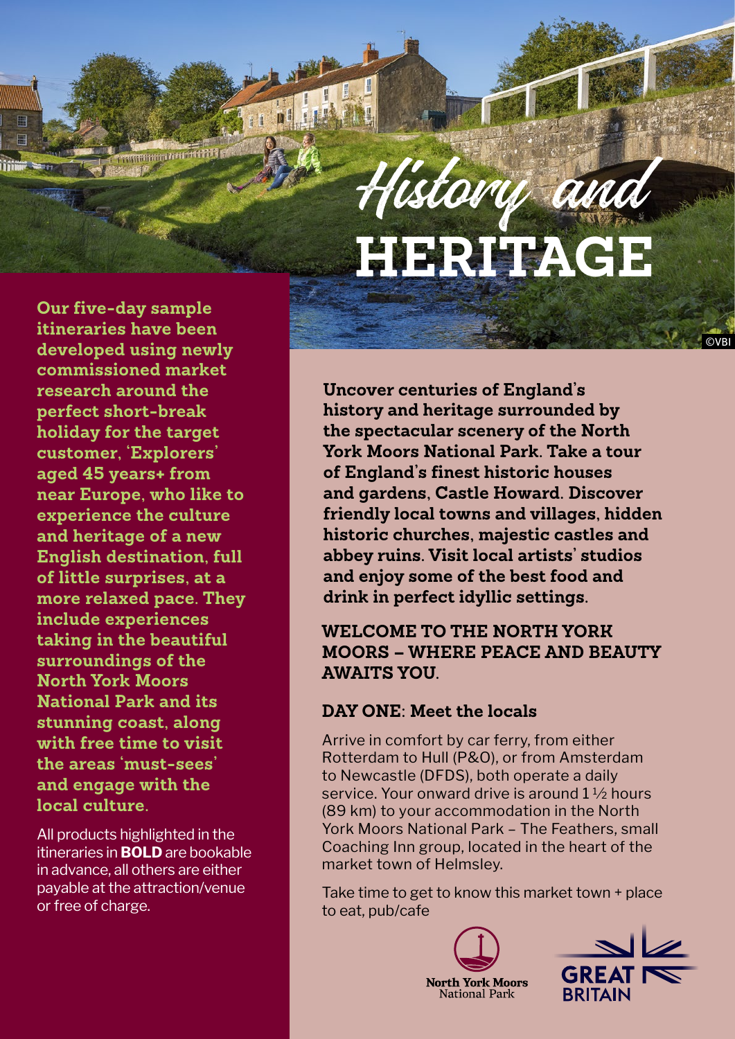# History and HERITAGE

**Our five-day sample itineraries have been developed using newly commissioned market research around the perfect short-break holiday for the target customer, 'Explorers' aged 45 years+ from near Europe, who like to experience the culture and heritage of a new English destination, full of little surprises, at a more relaxed pace. They include experiences taking in the beautiful surroundings of the North York Moors National Park and its stunning coast, along with free time to visit the areas 'must-sees' and engage with the local culture.**

All products highlighted in the itineraries in **BOLD** are bookable in advance, all others are either payable at the attraction/venue or free of charge.

**Uncover centuries of England's history and heritage surrounded by the spectacular scenery of the North York Moors National Park. Take a tour of England's finest historic houses and gardens, Castle Howard. Discover friendly local towns and villages, hidden historic churches, majestic castles and abbey ruins. Visit local artists' studios and enjoy some of the best food and drink in perfect idyllic settings.**

## WELCOME TO THE NORTH YORK MOORS – WHERE PEACE AND BEAUTY AWAITS YOU.

### DAY ONE: Meet the locals

Arrive in comfort by car ferry, from either Rotterdam to Hull (P&O), or from Amsterdam to Newcastle (DFDS), both operate a daily service. Your onward drive is around 1½ hours (89 km) to your accommodation in the North York Moors National Park – The Feathers, small Coaching Inn group, located in the heart of the market town of Helmsley.

Take time to get to know this market town + place to eat, pub/cafe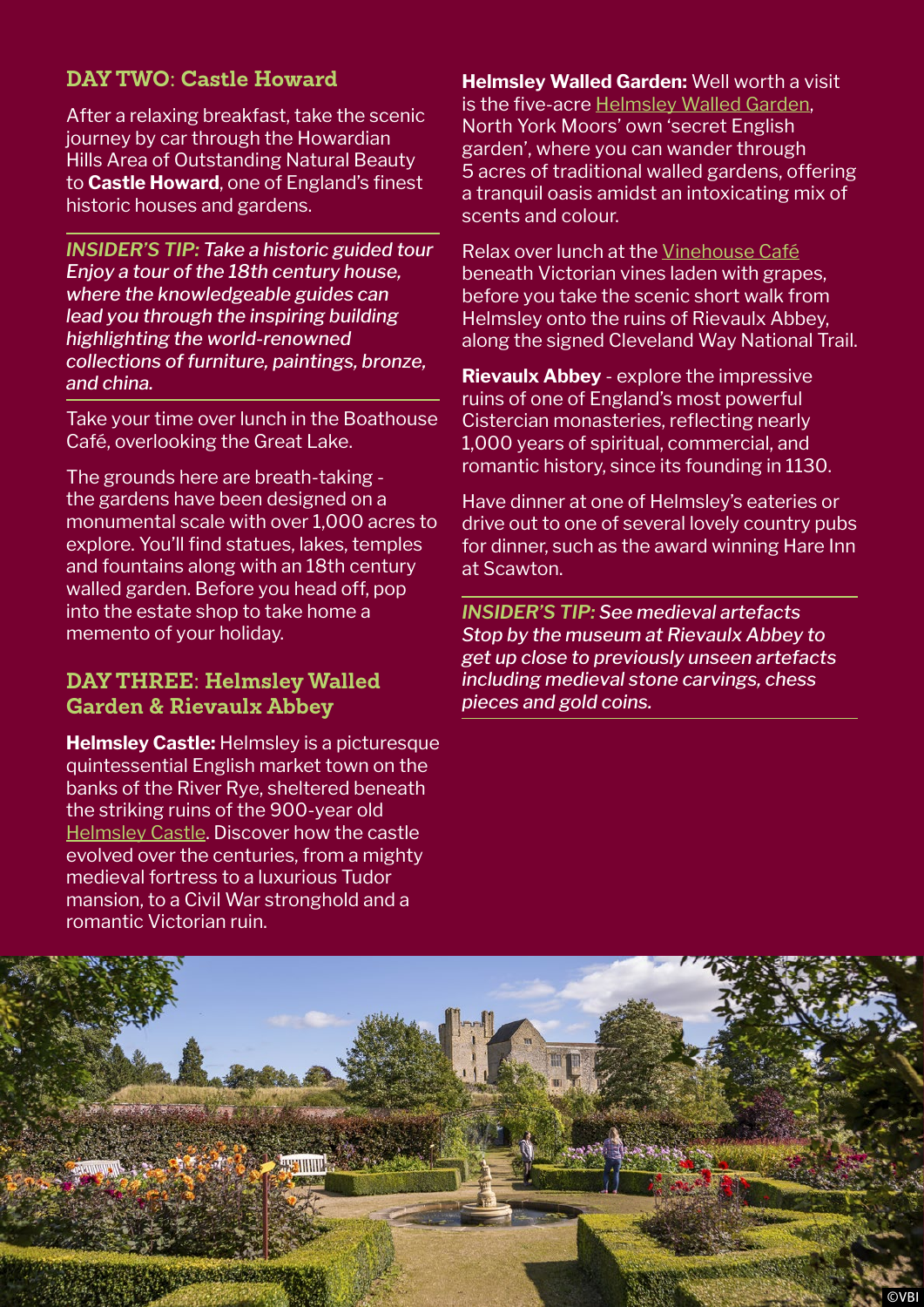## DAY TWO: Castle Howard

After a relaxing breakfast, take the scenic journey by car through the Howardian Hills Area of Outstanding Natural Beauty to **Castle Howard**, one of England's finest historic houses and gardens.

***INSIDER'S TIP:* *Take a historic guided tour***
*Enjoy a tour of the 18th century house, where the knowledgeable guides can lead you through the inspiring building highlighting the world-renowned collections of furniture, paintings, bronze, and china.*

Take your time over lunch in the Boathouse Café, overlooking the Great Lake.

The grounds here are breath-taking - the gardens have been designed on a monumental scale with over 1,000 acres to explore. You'll find statues, lakes, temples and fountains along with an 18th century walled garden. Before you head off, pop into the estate shop to take home a memento of your holiday.

## DAY THREE: Helmsley Walled Garden & Rievaulx Abbey

**Helmsley Castle:** Helmsley is a picturesque quintessential English market town on the banks of the River Rye, sheltered beneath the striking ruins of the 900-year old Helmsley Castle. Discover how the castle evolved over the centuries, from a mighty medieval fortress to a luxurious Tudor mansion, to a Civil War stronghold and a romantic Victorian ruin.

**Helmsley Walled Garden:** Well worth a visit is the five-acre Helmsley Walled Garden, North York Moors' own 'secret English garden', where you can wander through 5 acres of traditional walled gardens, offering a tranquil oasis amidst an intoxicating mix of scents and colour.

Relax over lunch at the Vinehouse Café beneath Victorian vines laden with grapes, before you take the scenic short walk from Helmsley onto the ruins of Rievaulx Abbey, along the signed Cleveland Way National Trail.

**Rievaulx Abbey** - explore the impressive ruins of one of England's most powerful Cistercian monasteries, reflecting nearly 1,000 years of spiritual, commercial, and romantic history, since its founding in 1130.

Have dinner at one of Helmsley's eateries or drive out to one of several lovely country pubs for dinner, such as the award winning Hare Inn at Scawton.

***INSIDER'S TIP:* *See medieval artefacts***
*Stop by the museum at Rievaulx Abbey to get up close to previously unseen artefacts including medieval stone carvings, chess pieces and gold coins.*

©VBI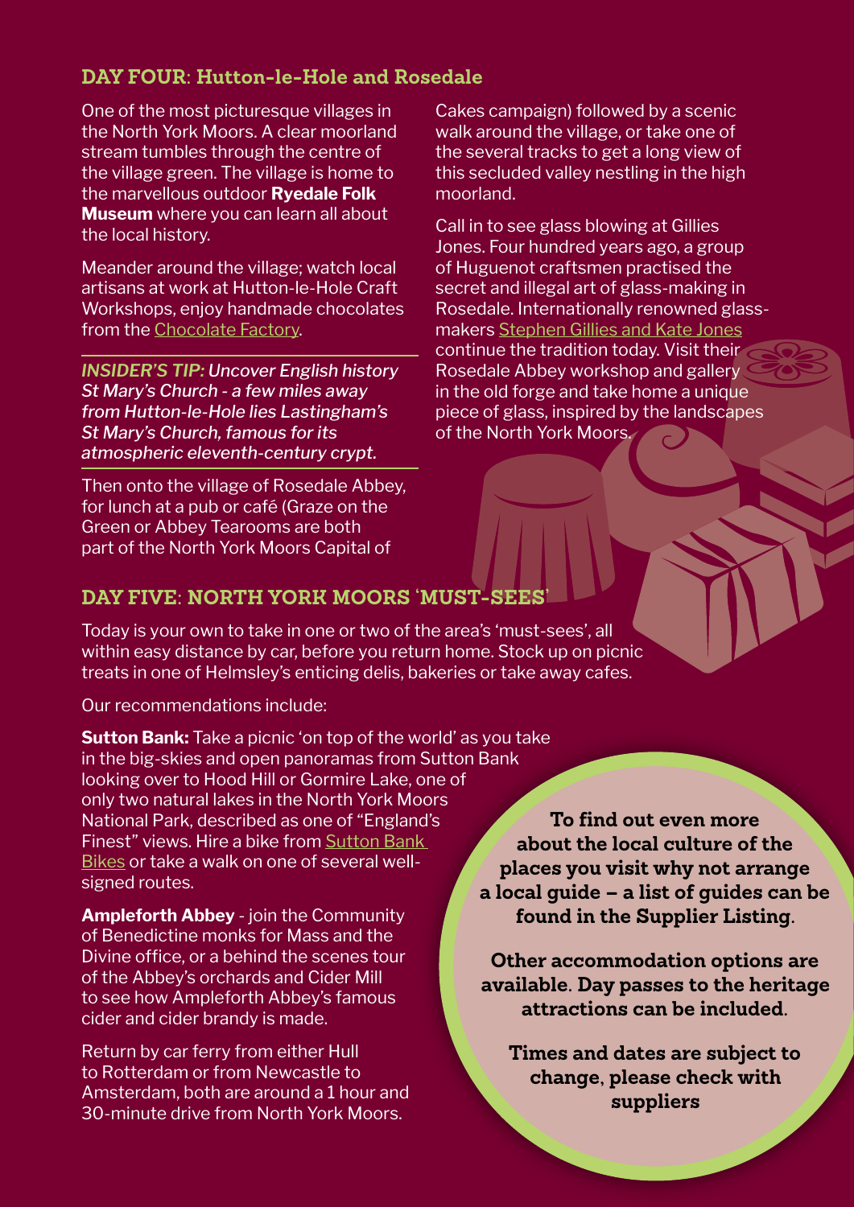## DAY FOUR: Hutton-le-Hole and Rosedale

One of the most picturesque villages in the North York Moors. A clear moorland stream tumbles through the centre of the village green. The village is home to the marvellous outdoor **Ryedale Folk Museum** where you can learn all about the local history.

Meander around the village; watch local artisans at work at Hutton-le-Hole Craft Workshops, enjoy handmade chocolates from the Chocolate Factory.

*INSIDER'S TIP: Uncover English history St Mary's Church - a few miles away from Hutton-le-Hole lies Lastingham's St Mary's Church, famous for its atmospheric eleventh-century crypt.*

Then onto the village of Rosedale Abbey, for lunch at a pub or café (Graze on the Green or Abbey Tearooms are both part of the North York Moors Capital of Cakes campaign) followed by a scenic walk around the village, or take one of the several tracks to get a long view of this secluded valley nestling in the high moorland.

Call in to see glass blowing at Gillies Jones. Four hundred years ago, a group of Huguenot craftsmen practised the secret and illegal art of glass-making in Rosedale. Internationally renowned glass-makers Stephen Gillies and Kate Jones continue the tradition today. Visit their Rosedale Abbey workshop and gallery in the old forge and take home a unique piece of glass, inspired by the landscapes of the North York Moors.

## DAY FIVE: NORTH YORK MOORS 'MUST-SEES'

Today is your own to take in one or two of the area's 'must-sees', all within easy distance by car, before you return home. Stock up on picnic treats in one of Helmsley's enticing delis, bakeries or take away cafes.

Our recommendations include:

**Sutton Bank:** Take a picnic 'on top of the world' as you take in the big-skies and open panoramas from Sutton Bank looking over to Hood Hill or Gormire Lake, one of only two natural lakes in the North York Moors National Park, described as one of "England's Finest" views. Hire a bike from Sutton Bank Bikes or take a walk on one of several well-signed routes.

**Ampleforth Abbey** - join the Community of Benedictine monks for Mass and the Divine office, or a behind the scenes tour of the Abbey's orchards and Cider Mill to see how Ampleforth Abbey's famous cider and cider brandy is made.

Return by car ferry from either Hull to Rotterdam or from Newcastle to Amsterdam, both are around a 1 hour and 30-minute drive from North York Moors.

**To find out even more about the local culture of the places you visit why not arrange a local guide – a list of guides can be found in the Supplier Listing.**

**Other accommodation options are available. Day passes to the heritage attractions can be included.**

**Times and dates are subject to change, please check with suppliers**